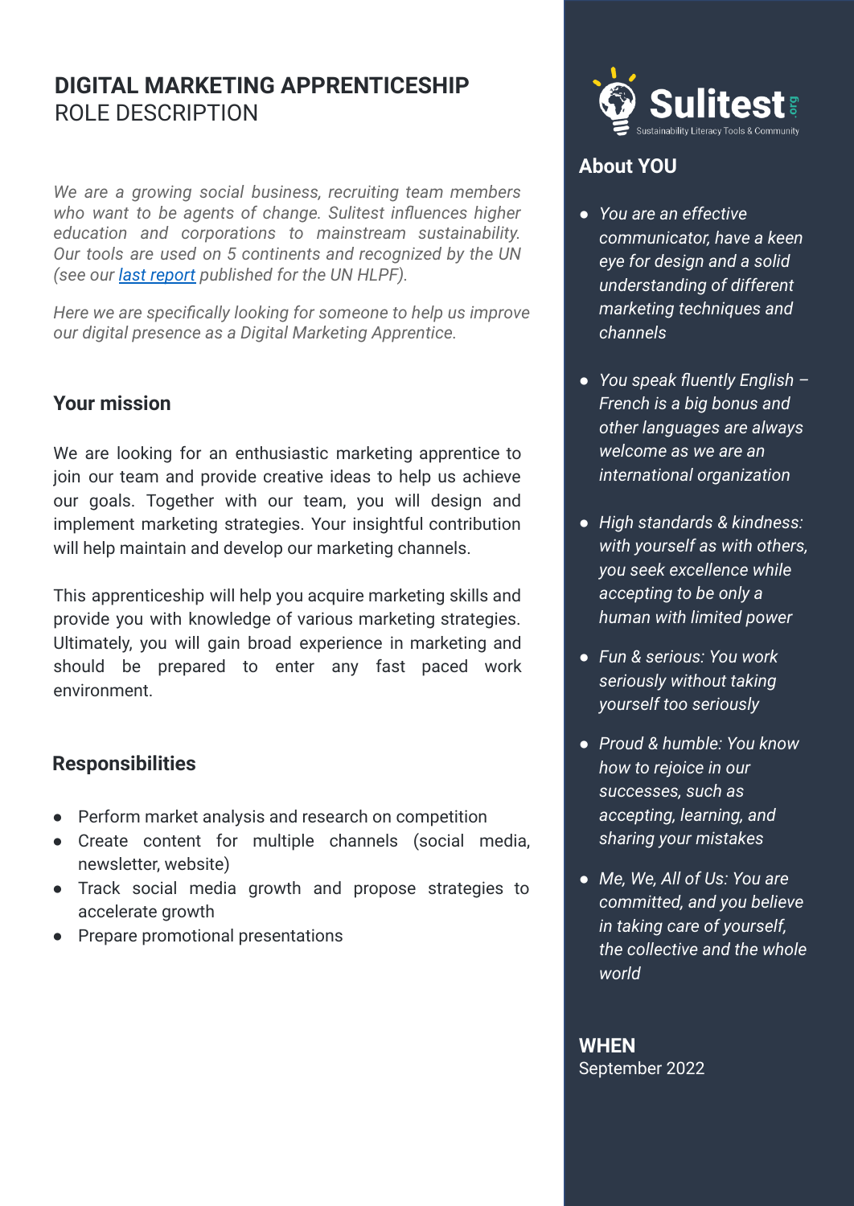# DIGITAL MARKETING APPRENTICESHIP
ROLE DESCRIPTION

*We are a growing social business, recruiting team members who want to be agents of change. Sulitest influences higher education and corporations to mainstream sustainability. Our tools are used on 5 continents and recognized by the UN (see our [last report]() published for the UN HLPF).*

*Here we are specifically looking for someone to help us improve our digital presence as a Digital Marketing Apprentice.*

## Your mission

We are looking for an enthusiastic marketing apprentice to join our team and provide creative ideas to help us achieve our goals. Together with our team, you will design and implement marketing strategies. Your insightful contribution will help maintain and develop our marketing channels.

This apprenticeship will help you acquire marketing skills and provide you with knowledge of various marketing strategies. Ultimately, you will gain broad experience in marketing and should be prepared to enter any fast paced work environment.

## Responsibilities

- Perform market analysis and research on competition
- Create content for multiple channels (social media, newsletter, website)
- Track social media growth and propose strategies to accelerate growth
- Prepare promotional presentations

Sulitest.org
Sustainability Literacy Tools & Community

## About YOU

- *You are an effective communicator, have a keen eye for design and a solid understanding of different marketing techniques and channels*
- *You speak fluently English – French is a big bonus and other languages are always welcome as we are an international organization*
- *High standards & kindness: with yourself as with others, you seek excellence while accepting to be only a human with limited power*
- *Fun & serious: You work seriously without taking yourself too seriously*
- *Proud & humble: You know how to rejoice in our successes, such as accepting, learning, and sharing your mistakes*
- *Me, We, All of Us: You are committed, and you believe in taking care of yourself, the collective and the whole world*

## WHEN

September 2022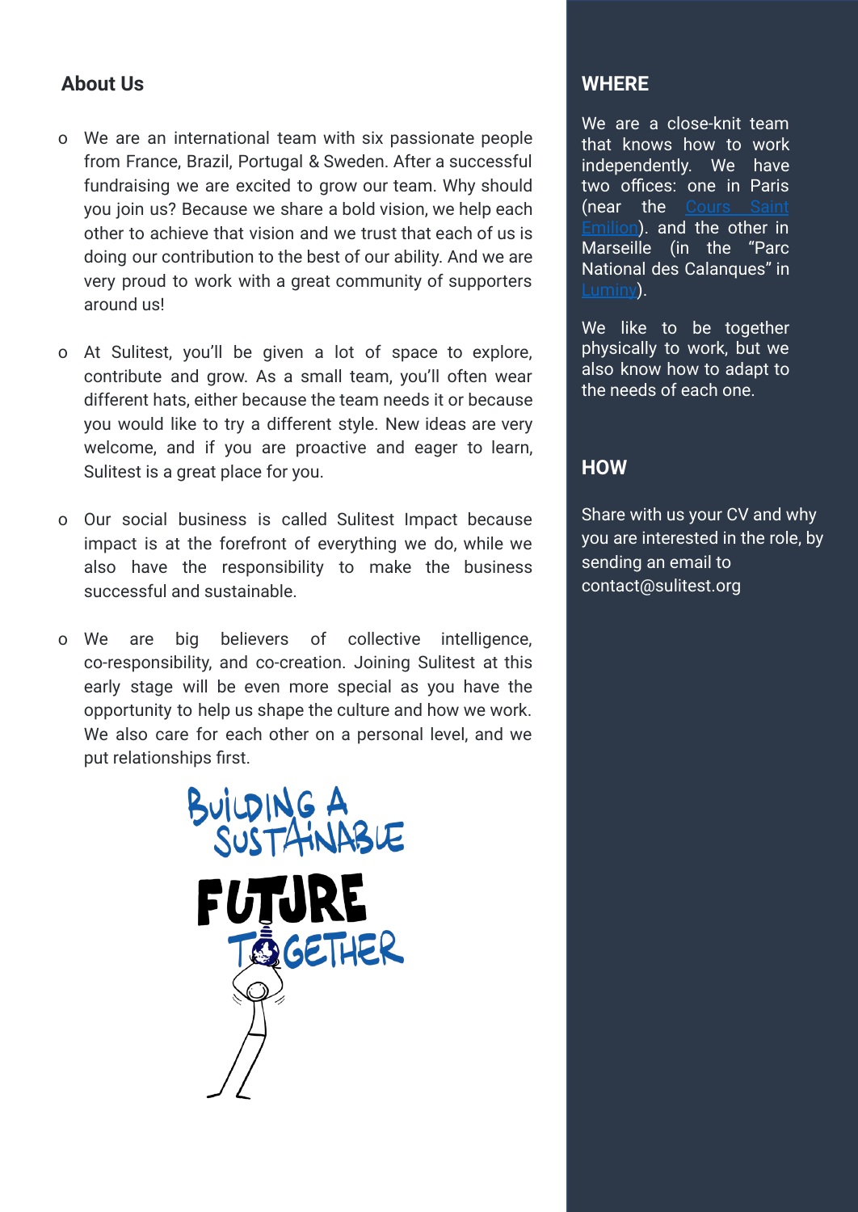## About Us

- We are an international team with six passionate people from France, Brazil, Portugal & Sweden. After a successful fundraising we are excited to grow our team. Why should you join us? Because we share a bold vision, we help each other to achieve that vision and we trust that each of us is doing our contribution to the best of our ability. And we are very proud to work with a great community of supporters around us!

- At Sulitest, you'll be given a lot of space to explore, contribute and grow. As a small team, you'll often wear different hats, either because the team needs it or because you would like to try a different style. New ideas are very welcome, and if you are proactive and eager to learn, Sulitest is a great place for you.

- Our social business is called Sulitest Impact because impact is at the forefront of everything we do, while we also have the responsibility to make the business successful and sustainable.

- We are big believers of collective intelligence, co-responsibility, and co-creation. Joining Sulitest at this early stage will be even more special as you have the opportunity to help us shape the culture and how we work. We also care for each other on a personal level, and we put relationships first.

BUILDING A SUSTAINABLE FUTURE TOGETHER

## WHERE

We are a close-knit team that knows how to work independently. We have two offices: one in Paris (near the Cours Saint Emilion). and the other in Marseille (in the "Parc National des Calanques" in Luminy).

We like to be together physically to work, but we also know how to adapt to the needs of each one.

## HOW

Share with us your CV and why you are interested in the role, by sending an email to contact@sulitest.org